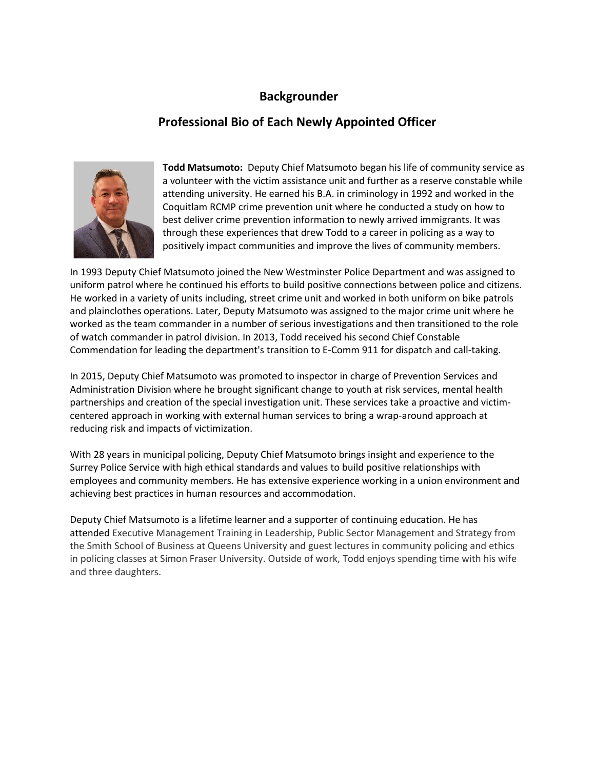## Backgrounder

## Professional Bio of Each Newly Appointed Officer

**Todd Matsumoto:** Deputy Chief Matsumoto began his life of community service as a volunteer with the victim assistance unit and further as a reserve constable while attending university. He earned his B.A. in criminology in 1992 and worked in the Coquitlam RCMP crime prevention unit where he conducted a study on how to best deliver crime prevention information to newly arrived immigrants. It was through these experiences that drew Todd to a career in policing as a way to positively impact communities and improve the lives of community members.

In 1993 Deputy Chief Matsumoto joined the New Westminster Police Department and was assigned to uniform patrol where he continued his efforts to build positive connections between police and citizens. He worked in a variety of units including, street crime unit and worked in both uniform on bike patrols and plainclothes operations. Later, Deputy Matsumoto was assigned to the major crime unit where he worked as the team commander in a number of serious investigations and then transitioned to the role of watch commander in patrol division. In 2013, Todd received his second Chief Constable Commendation for leading the department's transition to E-Comm 911 for dispatch and call-taking.

In 2015, Deputy Chief Matsumoto was promoted to inspector in charge of Prevention Services and Administration Division where he brought significant change to youth at risk services, mental health partnerships and creation of the special investigation unit. These services take a proactive and victim-centered approach in working with external human services to bring a wrap-around approach at reducing risk and impacts of victimization.

With 28 years in municipal policing, Deputy Chief Matsumoto brings insight and experience to the Surrey Police Service with high ethical standards and values to build positive relationships with employees and community members. He has extensive experience working in a union environment and achieving best practices in human resources and accommodation.

Deputy Chief Matsumoto is a lifetime learner and a supporter of continuing education. He has attended Executive Management Training in Leadership, Public Sector Management and Strategy from the Smith School of Business at Queens University and guest lectures in community policing and ethics in policing classes at Simon Fraser University. Outside of work, Todd enjoys spending time with his wife and three daughters.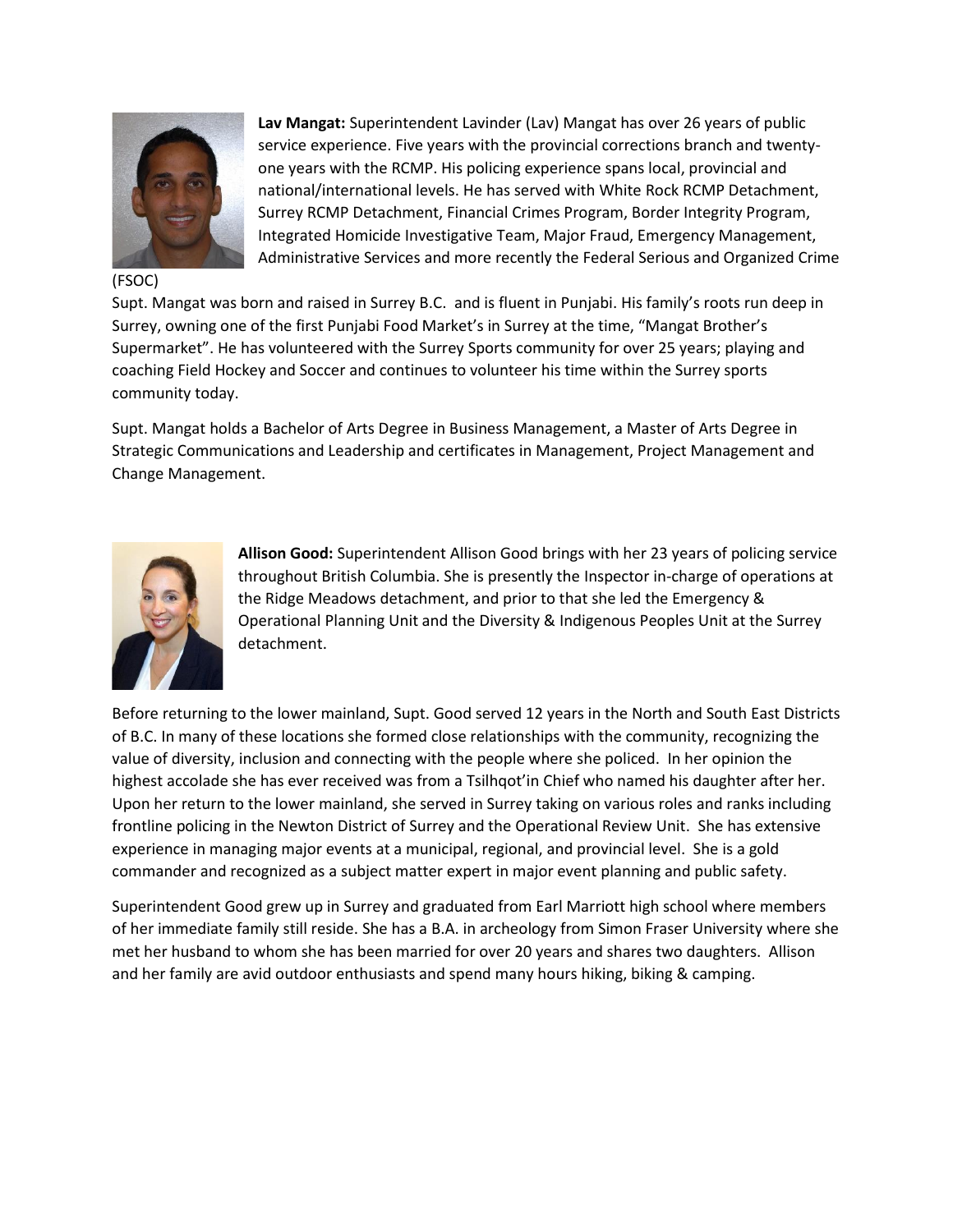**Lav Mangat:** Superintendent Lavinder (Lav) Mangat has over 26 years of public service experience. Five years with the provincial corrections branch and twenty-one years with the RCMP. His policing experience spans local, provincial and national/international levels. He has served with White Rock RCMP Detachment, Surrey RCMP Detachment, Financial Crimes Program, Border Integrity Program, Integrated Homicide Investigative Team, Major Fraud, Emergency Management, Administrative Services and more recently the Federal Serious and Organized Crime (FSOC)

Supt. Mangat was born and raised in Surrey B.C. and is fluent in Punjabi. His family's roots run deep in Surrey, owning one of the first Punjabi Food Market's in Surrey at the time, "Mangat Brother's Supermarket". He has volunteered with the Surrey Sports community for over 25 years; playing and coaching Field Hockey and Soccer and continues to volunteer his time within the Surrey sports community today.

Supt. Mangat holds a Bachelor of Arts Degree in Business Management, a Master of Arts Degree in Strategic Communications and Leadership and certificates in Management, Project Management and Change Management.

**Allison Good:** Superintendent Allison Good brings with her 23 years of policing service throughout British Columbia. She is presently the Inspector in-charge of operations at the Ridge Meadows detachment, and prior to that she led the Emergency & Operational Planning Unit and the Diversity & Indigenous Peoples Unit at the Surrey detachment.

Before returning to the lower mainland, Supt. Good served 12 years in the North and South East Districts of B.C. In many of these locations she formed close relationships with the community, recognizing the value of diversity, inclusion and connecting with the people where she policed. In her opinion the highest accolade she has ever received was from a Tsilhqot'in Chief who named his daughter after her. Upon her return to the lower mainland, she served in Surrey taking on various roles and ranks including frontline policing in the Newton District of Surrey and the Operational Review Unit. She has extensive experience in managing major events at a municipal, regional, and provincial level. She is a gold commander and recognized as a subject matter expert in major event planning and public safety.

Superintendent Good grew up in Surrey and graduated from Earl Marriott high school where members of her immediate family still reside. She has a B.A. in archeology from Simon Fraser University where she met her husband to whom she has been married for over 20 years and shares two daughters. Allison and her family are avid outdoor enthusiasts and spend many hours hiking, biking & camping.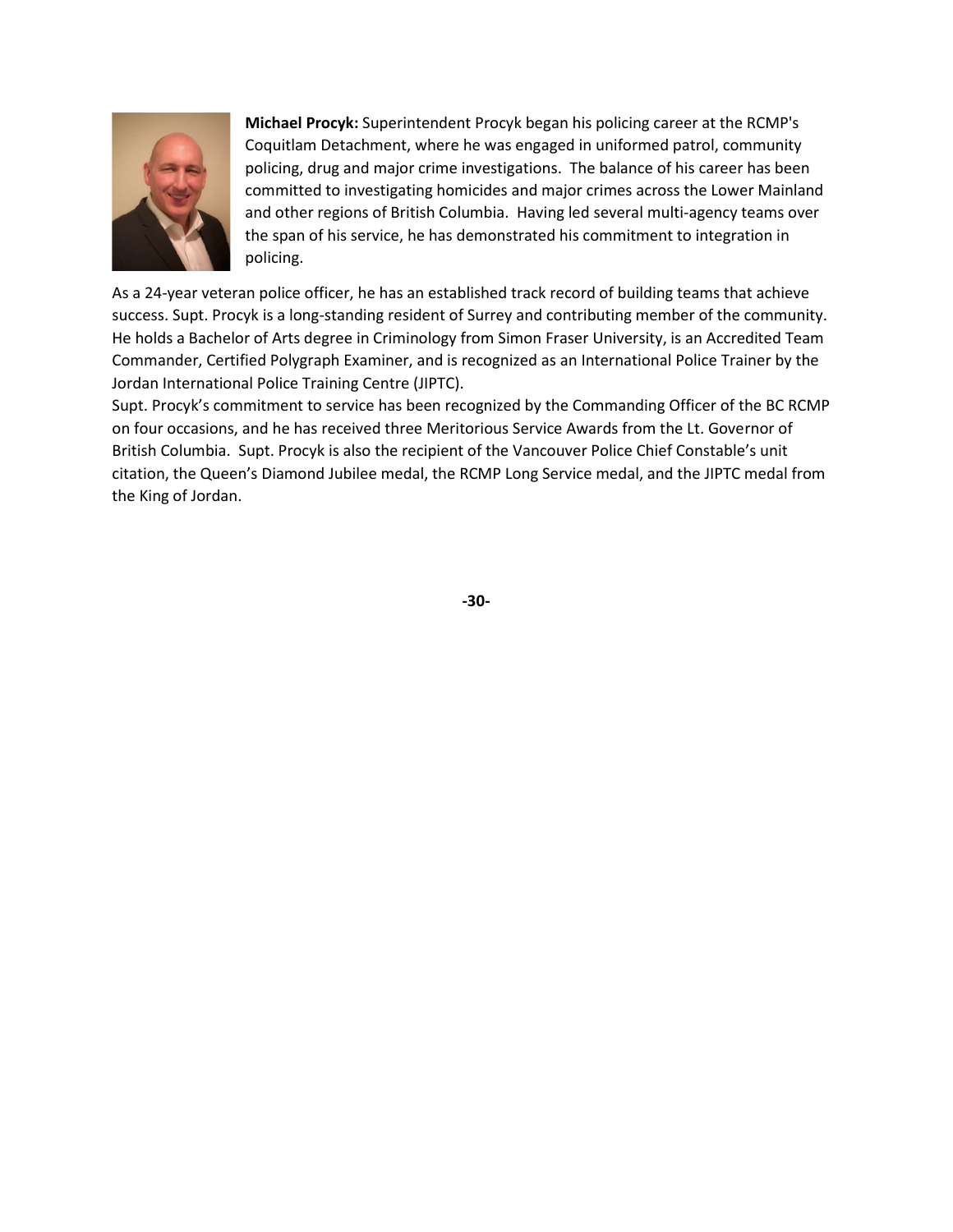**Michael Procyk:** Superintendent Procyk began his policing career at the RCMP's Coquitlam Detachment, where he was engaged in uniformed patrol, community policing, drug and major crime investigations. The balance of his career has been committed to investigating homicides and major crimes across the Lower Mainland and other regions of British Columbia. Having led several multi-agency teams over the span of his service, he has demonstrated his commitment to integration in policing.

As a 24-year veteran police officer, he has an established track record of building teams that achieve success. Supt. Procyk is a long-standing resident of Surrey and contributing member of the community. He holds a Bachelor of Arts degree in Criminology from Simon Fraser University, is an Accredited Team Commander, Certified Polygraph Examiner, and is recognized as an International Police Trainer by the Jordan International Police Training Centre (JIPTC).

Supt. Procyk's commitment to service has been recognized by the Commanding Officer of the BC RCMP on four occasions, and he has received three Meritorious Service Awards from the Lt. Governor of British Columbia. Supt. Procyk is also the recipient of the Vancouver Police Chief Constable's unit citation, the Queen's Diamond Jubilee medal, the RCMP Long Service medal, and the JIPTC medal from the King of Jordan.

**-30-**